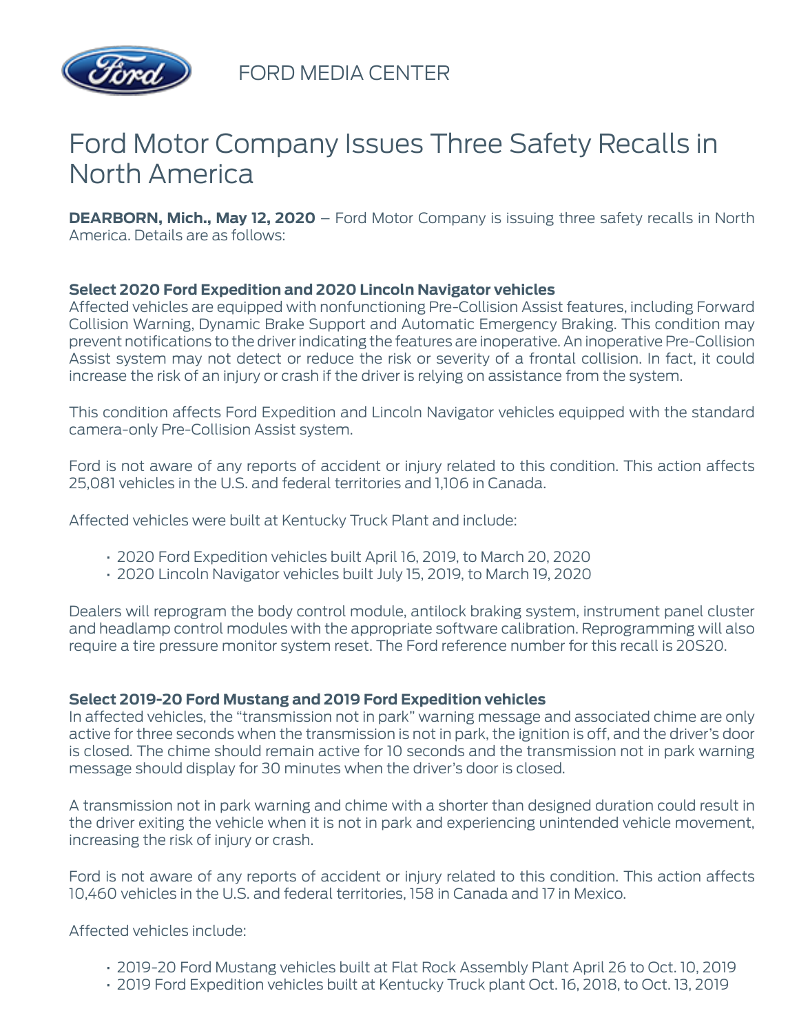FORD MEDIA CENTER

# Ford Motor Company Issues Three Safety Recalls in North America

**DEARBORN, Mich., May 12, 2020** – Ford Motor Company is issuing three safety recalls in North America. Details are as follows:

**Select 2020 Ford Expedition and 2020 Lincoln Navigator vehicles**
Affected vehicles are equipped with nonfunctioning Pre-Collision Assist features, including Forward Collision Warning, Dynamic Brake Support and Automatic Emergency Braking. This condition may prevent notifications to the driver indicating the features are inoperative. An inoperative Pre-Collision Assist system may not detect or reduce the risk or severity of a frontal collision. In fact, it could increase the risk of an injury or crash if the driver is relying on assistance from the system.

This condition affects Ford Expedition and Lincoln Navigator vehicles equipped with the standard camera-only Pre-Collision Assist system.

Ford is not aware of any reports of accident or injury related to this condition. This action affects 25,081 vehicles in the U.S. and federal territories and 1,106 in Canada.

Affected vehicles were built at Kentucky Truck Plant and include:

- 2020 Ford Expedition vehicles built April 16, 2019, to March 20, 2020
- 2020 Lincoln Navigator vehicles built July 15, 2019, to March 19, 2020

Dealers will reprogram the body control module, antilock braking system, instrument panel cluster and headlamp control modules with the appropriate software calibration. Reprogramming will also require a tire pressure monitor system reset. The Ford reference number for this recall is 20S20.

**Select 2019-20 Ford Mustang and 2019 Ford Expedition vehicles**
In affected vehicles, the "transmission not in park" warning message and associated chime are only active for three seconds when the transmission is not in park, the ignition is off, and the driver's door is closed. The chime should remain active for 10 seconds and the transmission not in park warning message should display for 30 minutes when the driver's door is closed.

A transmission not in park warning and chime with a shorter than designed duration could result in the driver exiting the vehicle when it is not in park and experiencing unintended vehicle movement, increasing the risk of injury or crash.

Ford is not aware of any reports of accident or injury related to this condition. This action affects 10,460 vehicles in the U.S. and federal territories, 158 in Canada and 17 in Mexico.

Affected vehicles include:

- 2019-20 Ford Mustang vehicles built at Flat Rock Assembly Plant April 26 to Oct. 10, 2019
- 2019 Ford Expedition vehicles built at Kentucky Truck plant Oct. 16, 2018, to Oct. 13, 2019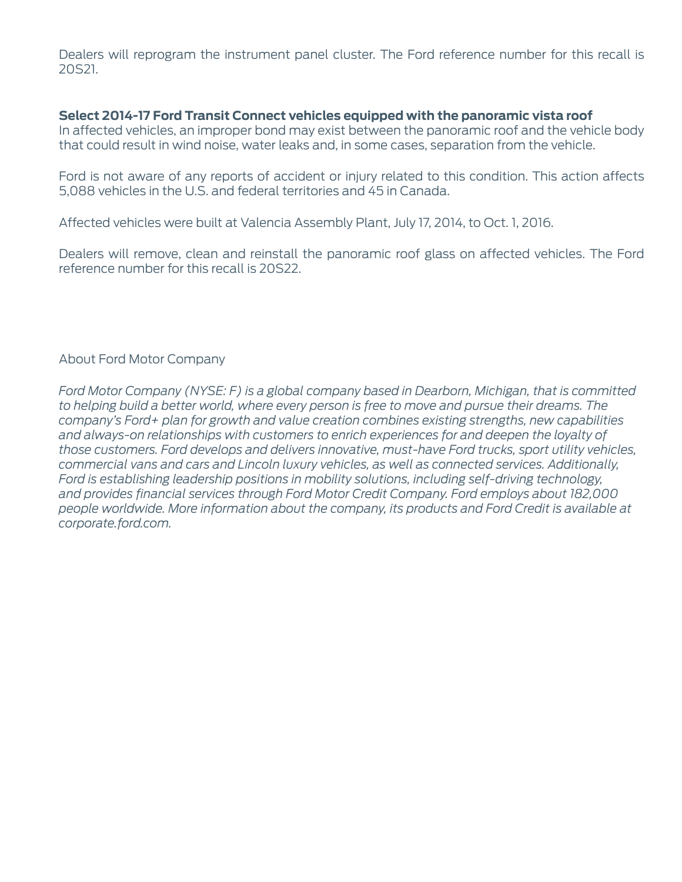Dealers will reprogram the instrument panel cluster. The Ford reference number for this recall is 20S21.

**Select 2014-17 Ford Transit Connect vehicles equipped with the panoramic vista roof**

In affected vehicles, an improper bond may exist between the panoramic roof and the vehicle body that could result in wind noise, water leaks and, in some cases, separation from the vehicle.

Ford is not aware of any reports of accident or injury related to this condition. This action affects 5,088 vehicles in the U.S. and federal territories and 45 in Canada.

Affected vehicles were built at Valencia Assembly Plant, July 17, 2014, to Oct. 1, 2016.

Dealers will remove, clean and reinstall the panoramic roof glass on affected vehicles. The Ford reference number for this recall is 20S22.

About Ford Motor Company

*Ford Motor Company (NYSE: F) is a global company based in Dearborn, Michigan, that is committed to helping build a better world, where every person is free to move and pursue their dreams. The company's Ford+ plan for growth and value creation combines existing strengths, new capabilities and always-on relationships with customers to enrich experiences for and deepen the loyalty of those customers. Ford develops and delivers innovative, must-have Ford trucks, sport utility vehicles, commercial vans and cars and Lincoln luxury vehicles, as well as connected services. Additionally, Ford is establishing leadership positions in mobility solutions, including self-driving technology, and provides financial services through Ford Motor Credit Company. Ford employs about 182,000 people worldwide. More information about the company, its products and Ford Credit is available at corporate.ford.com.*